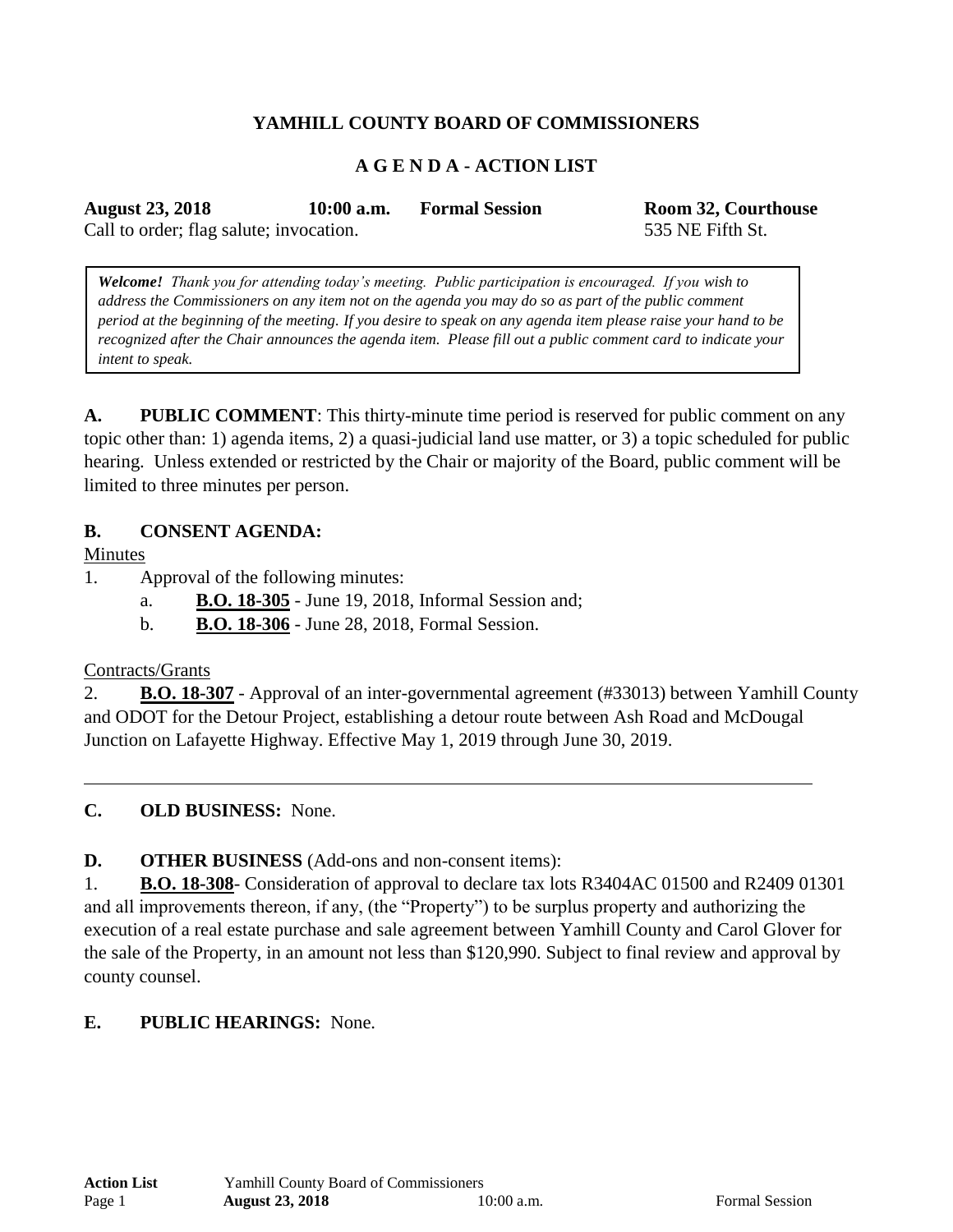# YAMHILL COUNTY BOARD OF COMMISSIONERS

## A G E N D A - ACTION LIST

**August 23, 2018** **10:00 a.m.** **Formal Session** **Room 32, Courthouse**
Call to order; flag salute; invocation. 535 NE Fifth St.

> ***Welcome!*** *Thank you for attending today's meeting. Public participation is encouraged. If you wish to address the Commissioners on any item not on the agenda you may do so as part of the public comment period at the beginning of the meeting. If you desire to speak on any agenda item please raise your hand to be recognized after the Chair announces the agenda item. Please fill out a public comment card to indicate your intent to speak.*

**A. PUBLIC COMMENT**: This thirty-minute time period is reserved for public comment on any topic other than: 1) agenda items, 2) a quasi-judicial land use matter, or 3) a topic scheduled for public hearing. Unless extended or restricted by the Chair or majority of the Board, public comment will be limited to three minutes per person.

**B. CONSENT AGENDA:**

Minutes

1. Approval of the following minutes:
   a. **B.O. 18-305** - June 19, 2018, Informal Session and;
   b. **B.O. 18-306** - June 28, 2018, Formal Session.

Contracts/Grants

2. **B.O. 18-307** - Approval of an inter-governmental agreement (#33013) between Yamhill County and ODOT for the Detour Project, establishing a detour route between Ash Road and McDougal Junction on Lafayette Highway. Effective May 1, 2019 through June 30, 2019.

---

**C. OLD BUSINESS:** None.

**D. OTHER BUSINESS** (Add-ons and non-consent items):

1. **B.O. 18-308**- Consideration of approval to declare tax lots R3404AC 01500 and R2409 01301 and all improvements thereon, if any, (the "Property") to be surplus property and authorizing the execution of a real estate purchase and sale agreement between Yamhill County and Carol Glover for the sale of the Property, in an amount not less than $120,990. Subject to final review and approval by county counsel.

**E. PUBLIC HEARINGS:** None.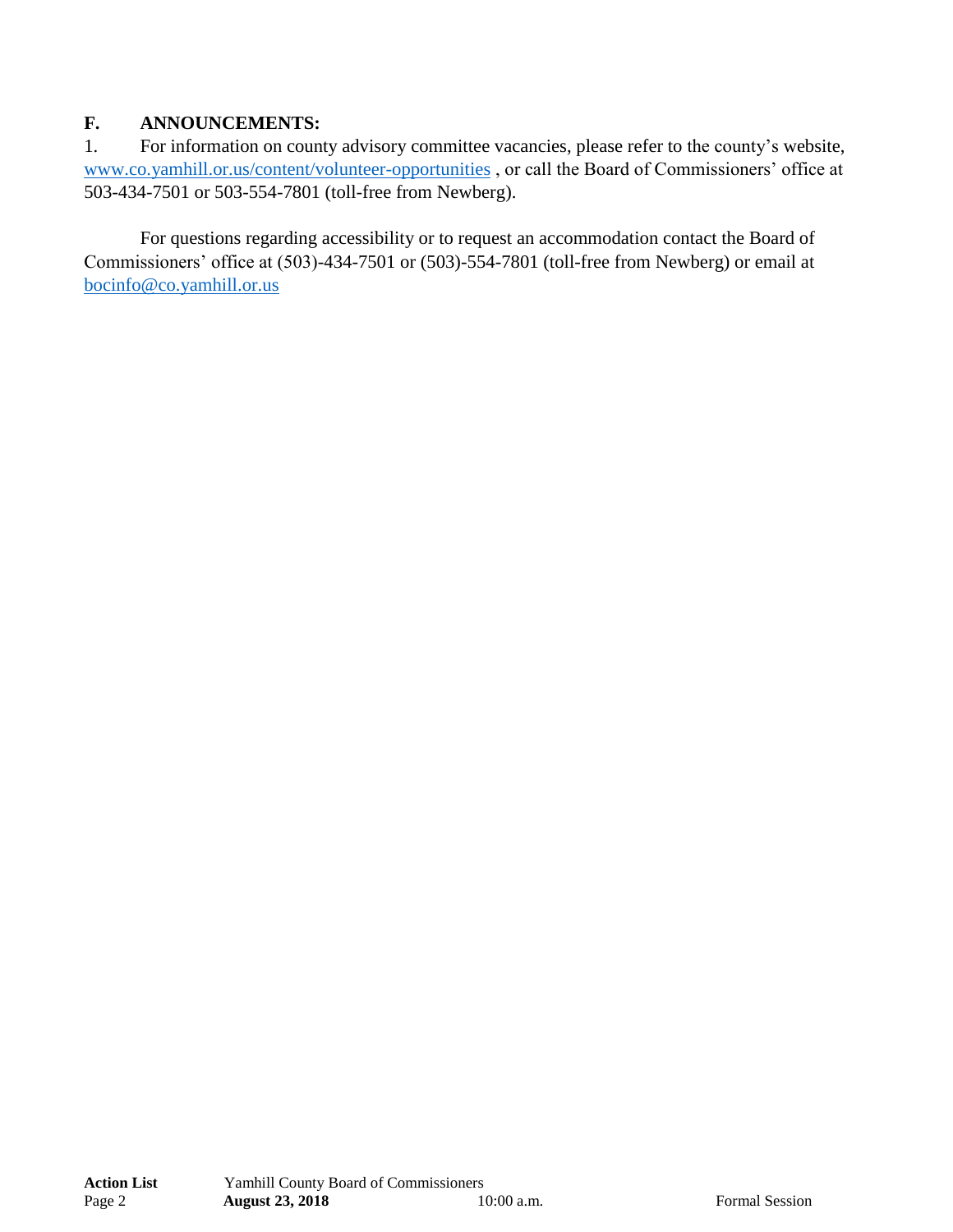## F. ANNOUNCEMENTS:

1. For information on county advisory committee vacancies, please refer to the county's website, [www.co.yamhill.or.us/content/volunteer-opportunities](http://www.co.yamhill.or.us/content/volunteer-opportunities) , or call the Board of Commissioners' office at 503-434-7501 or 503-554-7801 (toll-free from Newberg).

For questions regarding accessibility or to request an accommodation contact the Board of Commissioners' office at (503)-434-7501 or (503)-554-7801 (toll-free from Newberg) or email at [bocinfo@co.yamhill.or.us](mailto:bocinfo@co.yamhill.or.us)